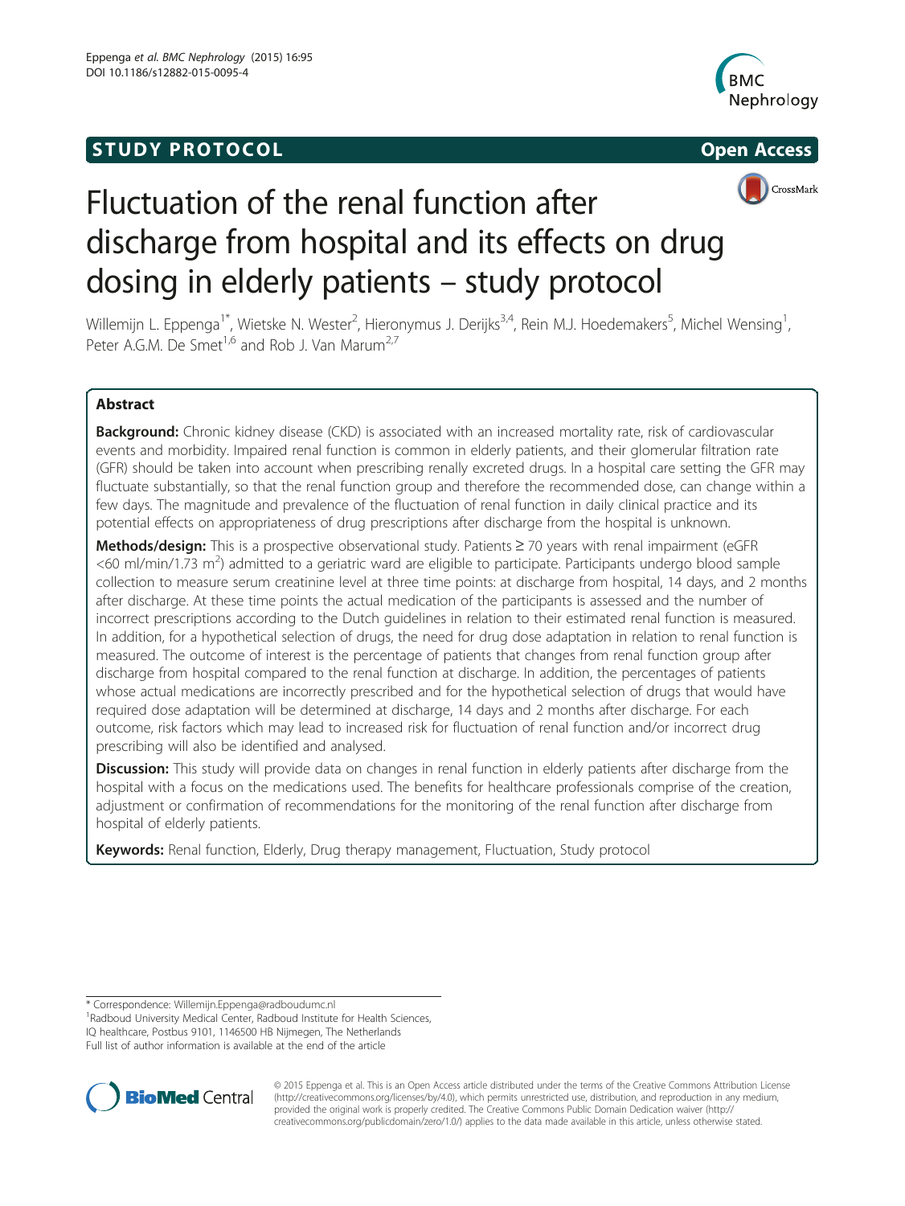STUDY PROTOCOL

Open Access

# Fluctuation of the renal function after discharge from hospital and its effects on drug dosing in elderly patients – study protocol

Willemijn L. Eppenga[1*], Wietske N. Wester[2], Hieronymus J. Derijks[3,4], Rein M.J. Hoedemakers[5], Michel Wensing[1], Peter A.G.M. De Smet[1,6] and Rob J. Van Marum[2,7]

## Abstract

**Background:** Chronic kidney disease (CKD) is associated with an increased mortality rate, risk of cardiovascular events and morbidity. Impaired renal function is common in elderly patients, and their glomerular filtration rate (GFR) should be taken into account when prescribing renally excreted drugs. In a hospital care setting the GFR may fluctuate substantially, so that the renal function group and therefore the recommended dose, can change within a few days. The magnitude and prevalence of the fluctuation of renal function in daily clinical practice and its potential effects on appropriateness of drug prescriptions after discharge from the hospital is unknown.

**Methods/design:** This is a prospective observational study. Patients ≥ 70 years with renal impairment (eGFR <60 ml/min/1.73 $m^2$) admitted to a geriatric ward are eligible to participate. Participants undergo blood sample collection to measure serum creatinine level at three time points: at discharge from hospital, 14 days, and 2 months after discharge. At these time points the actual medication of the participants is assessed and the number of incorrect prescriptions according to the Dutch guidelines in relation to their estimated renal function is measured. In addition, for a hypothetical selection of drugs, the need for drug dose adaptation in relation to renal function is measured. The outcome of interest is the percentage of patients that changes from renal function group after discharge from hospital compared to the renal function at discharge. In addition, the percentages of patients whose actual medications are incorrectly prescribed and for the hypothetical selection of drugs that would have required dose adaptation will be determined at discharge, 14 days and 2 months after discharge. For each outcome, risk factors which may lead to increased risk for fluctuation of renal function and/or incorrect drug prescribing will also be identified and analysed.

**Discussion:** This study will provide data on changes in renal function in elderly patients after discharge from the hospital with a focus on the medications used. The benefits for healthcare professionals comprise of the creation, adjustment or confirmation of recommendations for the monitoring of the renal function after discharge from hospital of elderly patients.

**Keywords:** Renal function, Elderly, Drug therapy management, Fluctuation, Study protocol

* Correspondence: Willemijn.Eppenga@radboudumc.nl
[1]Radboud University Medical Center, Radboud Institute for Health Sciences, IQ healthcare, Postbus 9101, 1146500 HB Nijmegen, The Netherlands
Full list of author information is available at the end of the article

© 2015 Eppenga et al. This is an Open Access article distributed under the terms of the Creative Commons Attribution License (http://creativecommons.org/licenses/by/4.0), which permits unrestricted use, distribution, and reproduction in any medium, provided the original work is properly credited. The Creative Commons Public Domain Dedication waiver (http://creativecommons.org/publicdomain/zero/1.0/) applies to the data made available in this article, unless otherwise stated.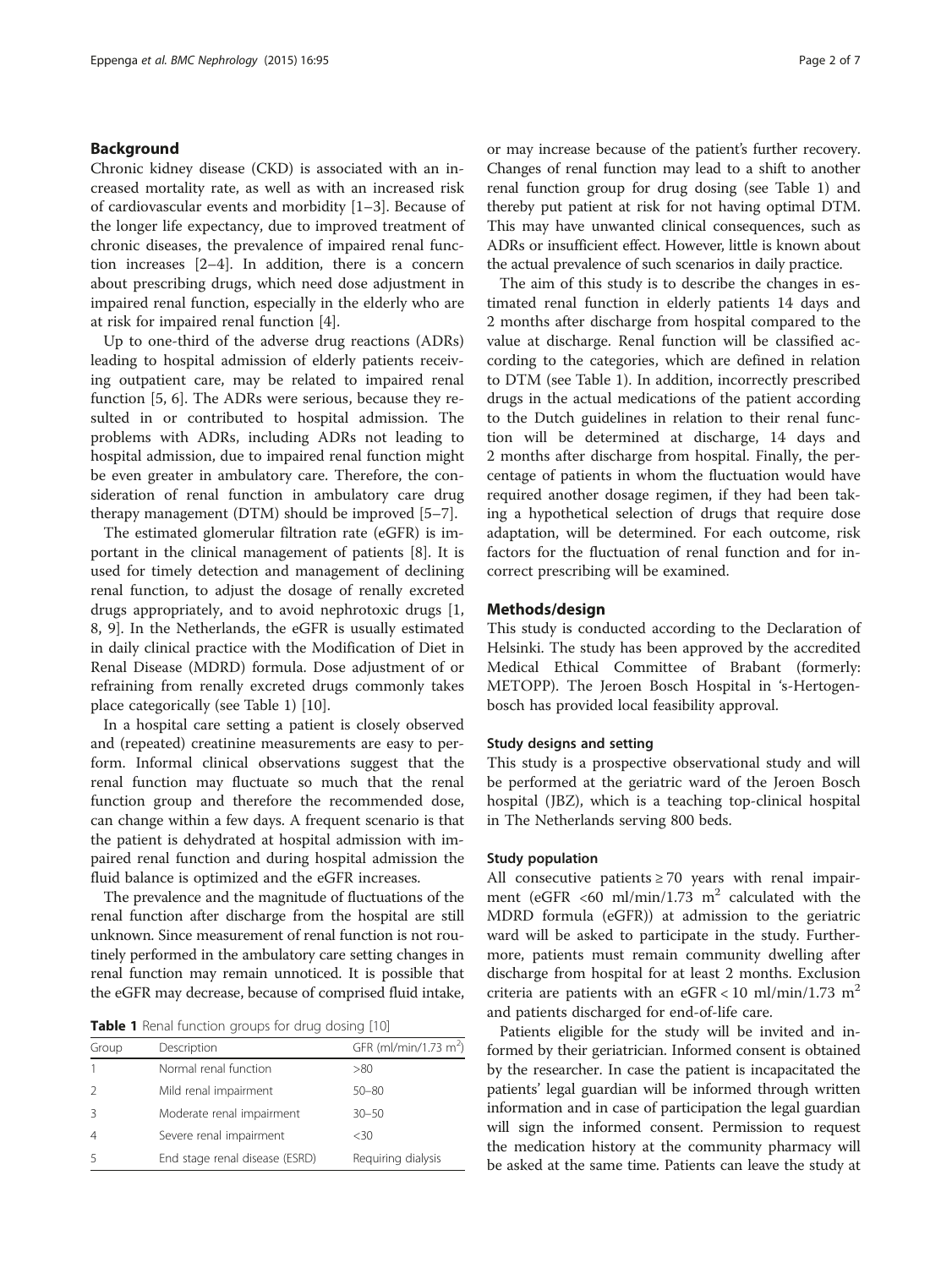## Background

Chronic kidney disease (CKD) is associated with an increased mortality rate, as well as with an increased risk of cardiovascular events and morbidity [1–3]. Because of the longer life expectancy, due to improved treatment of chronic diseases, the prevalence of impaired renal function increases [2–4]. In addition, there is a concern about prescribing drugs, which need dose adjustment in impaired renal function, especially in the elderly who are at risk for impaired renal function [4].

Up to one-third of the adverse drug reactions (ADRs) leading to hospital admission of elderly patients receiving outpatient care, may be related to impaired renal function [5, 6]. The ADRs were serious, because they resulted in or contributed to hospital admission. The problems with ADRs, including ADRs not leading to hospital admission, due to impaired renal function might be even greater in ambulatory care. Therefore, the consideration of renal function in ambulatory care drug therapy management (DTM) should be improved [5–7].

The estimated glomerular filtration rate (eGFR) is important in the clinical management of patients [8]. It is used for timely detection and management of declining renal function, to adjust the dosage of renally excreted drugs appropriately, and to avoid nephrotoxic drugs [1, 8, 9]. In the Netherlands, the eGFR is usually estimated in daily clinical practice with the Modification of Diet in Renal Disease (MDRD) formula. Dose adjustment of or refraining from renally excreted drugs commonly takes place categorically (see Table 1) [10].

In a hospital care setting a patient is closely observed and (repeated) creatinine measurements are easy to perform. Informal clinical observations suggest that the renal function may fluctuate so much that the renal function group and therefore the recommended dose, can change within a few days. A frequent scenario is that the patient is dehydrated at hospital admission with impaired renal function and during hospital admission the fluid balance is optimized and the eGFR increases.

The prevalence and the magnitude of fluctuations of the renal function after discharge from the hospital are still unknown. Since measurement of renal function is not routinely performed in the ambulatory care setting changes in renal function may remain unnoticed. It is possible that the eGFR may decrease, because of comprised fluid intake, or may increase because of the patient's further recovery. Changes of renal function may lead to a shift to another renal function group for drug dosing (see Table 1) and thereby put patient at risk for not having optimal DTM. This may have unwanted clinical consequences, such as ADRs or insufficient effect. However, little is known about the actual prevalence of such scenarios in daily practice.

**Table 1** Renal function groups for drug dosing [10]

| Group | Description | GFR (ml/min/1.73 m$^2$) |
|---|---|---|
| 1 | Normal renal function | >80 |
| 2 | Mild renal impairment | 50–80 |
| 3 | Moderate renal impairment | 30–50 |
| 4 | Severe renal impairment | <30 |
| 5 | End stage renal disease (ESRD) | Requiring dialysis |

The aim of this study is to describe the changes in estimated renal function in elderly patients 14 days and 2 months after discharge from hospital compared to the value at discharge. Renal function will be classified according to the categories, which are defined in relation to DTM (see Table 1). In addition, incorrectly prescribed drugs in the actual medications of the patient according to the Dutch guidelines in relation to their renal function will be determined at discharge, 14 days and 2 months after discharge from hospital. Finally, the percentage of patients in whom the fluctuation would have required another dosage regimen, if they had been taking a hypothetical selection of drugs that require dose adaptation, will be determined. For each outcome, risk factors for the fluctuation of renal function and for incorrect prescribing will be examined.

## Methods/design

This study is conducted according to the Declaration of Helsinki. The study has been approved by the accredited Medical Ethical Committee of Brabant (formerly: METOPP). The Jeroen Bosch Hospital in 's-Hertogenbosch has provided local feasibility approval.

### Study designs and setting

This study is a prospective observational study and will be performed at the geriatric ward of the Jeroen Bosch hospital (JBZ), which is a teaching top-clinical hospital in The Netherlands serving 800 beds.

### Study population

All consecutive patients ≥ 70 years with renal impairment (eGFR <60 ml/min/1.73 m$^2$ calculated with the MDRD formula (eGFR)) at admission to the geriatric ward will be asked to participate in the study. Furthermore, patients must remain community dwelling after discharge from hospital for at least 2 months. Exclusion criteria are patients with an eGFR < 10 ml/min/1.73 m$^2$ and patients discharged for end-of-life care.

Patients eligible for the study will be invited and informed by their geriatrician. Informed consent is obtained by the researcher. In case the patient is incapacitated the patients' legal guardian will be informed through written information and in case of participation the legal guardian will sign the informed consent. Permission to request the medication history at the community pharmacy will be asked at the same time. Patients can leave the study at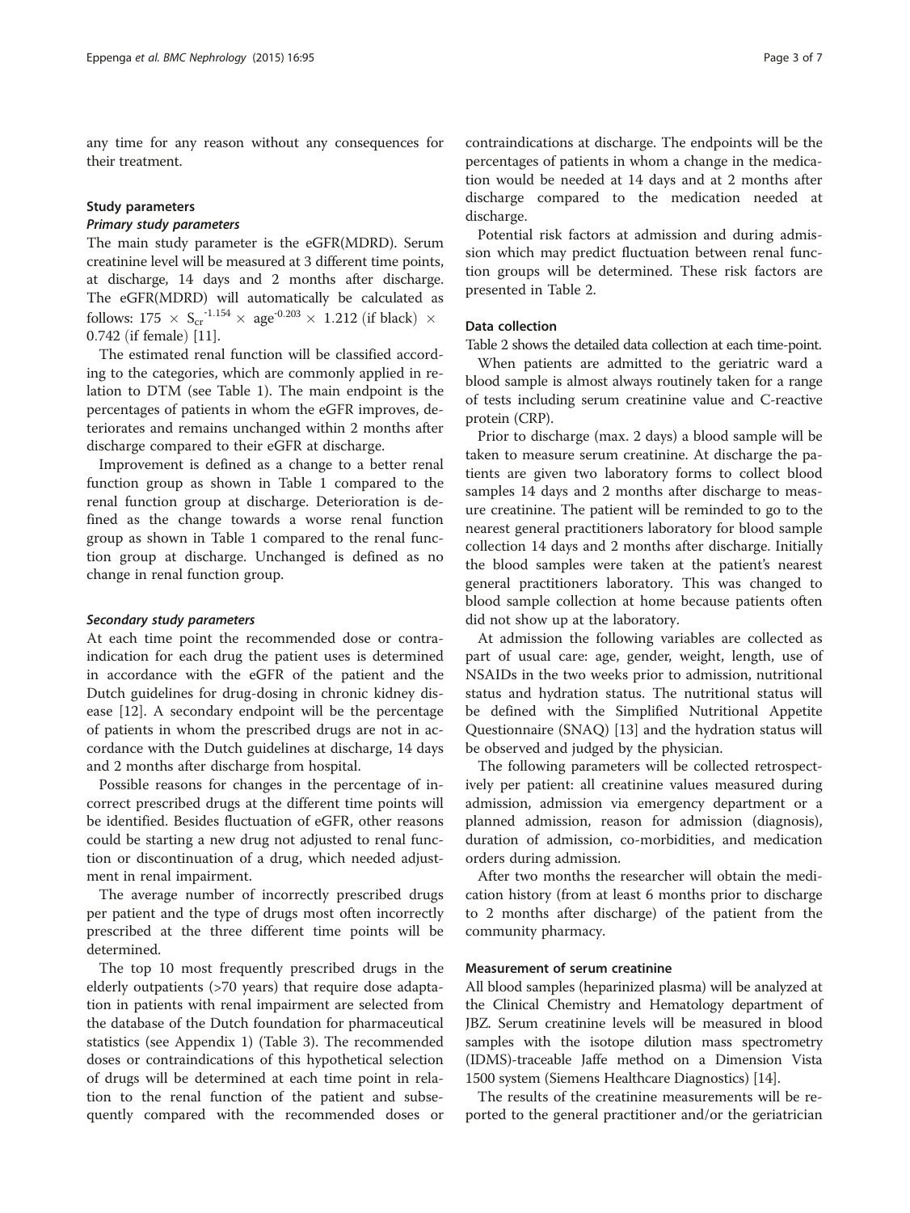any time for any reason without any consequences for their treatment.

### Study parameters

#### *Primary study parameters*

The main study parameter is the eGFR(MDRD). Serum creatinine level will be measured at 3 different time points, at discharge, 14 days and 2 months after discharge. The eGFR(MDRD) will automatically be calculated as follows: $175 \times S_{cr}^{-1.154} \times \text{age}^{-0.203} \times 1.212$ (if black) $\times$ 0.742 (if female) [11].

The estimated renal function will be classified according to the categories, which are commonly applied in relation to DTM (see Table 1). The main endpoint is the percentages of patients in whom the eGFR improves, deteriorates and remains unchanged within 2 months after discharge compared to their eGFR at discharge.

Improvement is defined as a change to a better renal function group as shown in Table 1 compared to the renal function group at discharge. Deterioration is defined as the change towards a worse renal function group as shown in Table 1 compared to the renal function group at discharge. Unchanged is defined as no change in renal function group.

#### *Secondary study parameters*

At each time point the recommended dose or contraindication for each drug the patient uses is determined in accordance with the eGFR of the patient and the Dutch guidelines for drug-dosing in chronic kidney disease [12]. A secondary endpoint will be the percentage of patients in whom the prescribed drugs are not in accordance with the Dutch guidelines at discharge, 14 days and 2 months after discharge from hospital.

Possible reasons for changes in the percentage of incorrect prescribed drugs at the different time points will be identified. Besides fluctuation of eGFR, other reasons could be starting a new drug not adjusted to renal function or discontinuation of a drug, which needed adjustment in renal impairment.

The average number of incorrectly prescribed drugs per patient and the type of drugs most often incorrectly prescribed at the three different time points will be determined.

The top 10 most frequently prescribed drugs in the elderly outpatients (>70 years) that require dose adaptation in patients with renal impairment are selected from the database of the Dutch foundation for pharmaceutical statistics (see Appendix 1) (Table 3). The recommended doses or contraindications of this hypothetical selection of drugs will be determined at each time point in relation to the renal function of the patient and subsequently compared with the recommended doses or contraindications at discharge. The endpoints will be the percentages of patients in whom a change in the medication would be needed at 14 days and at 2 months after discharge compared to the medication needed at discharge.

Potential risk factors at admission and during admission which may predict fluctuation between renal function groups will be determined. These risk factors are presented in Table 2.

### Data collection

Table 2 shows the detailed data collection at each time-point.

When patients are admitted to the geriatric ward a blood sample is almost always routinely taken for a range of tests including serum creatinine value and C-reactive protein (CRP).

Prior to discharge (max. 2 days) a blood sample will be taken to measure serum creatinine. At discharge the patients are given two laboratory forms to collect blood samples 14 days and 2 months after discharge to measure creatinine. The patient will be reminded to go to the nearest general practitioners laboratory for blood sample collection 14 days and 2 months after discharge. Initially the blood samples were taken at the patient's nearest general practitioners laboratory. This was changed to blood sample collection at home because patients often did not show up at the laboratory.

At admission the following variables are collected as part of usual care: age, gender, weight, length, use of NSAIDs in the two weeks prior to admission, nutritional status and hydration status. The nutritional status will be defined with the Simplified Nutritional Appetite Questionnaire (SNAQ) [13] and the hydration status will be observed and judged by the physician.

The following parameters will be collected retrospectively per patient: all creatinine values measured during admission, admission via emergency department or a planned admission, reason for admission (diagnosis), duration of admission, co-morbidities, and medication orders during admission.

After two months the researcher will obtain the medication history (from at least 6 months prior to discharge to 2 months after discharge) of the patient from the community pharmacy.

### Measurement of serum creatinine

All blood samples (heparinized plasma) will be analyzed at the Clinical Chemistry and Hematology department of JBZ. Serum creatinine levels will be measured in blood samples with the isotope dilution mass spectrometry (IDMS)-traceable Jaffe method on a Dimension Vista 1500 system (Siemens Healthcare Diagnostics) [14].

The results of the creatinine measurements will be reported to the general practitioner and/or the geriatrician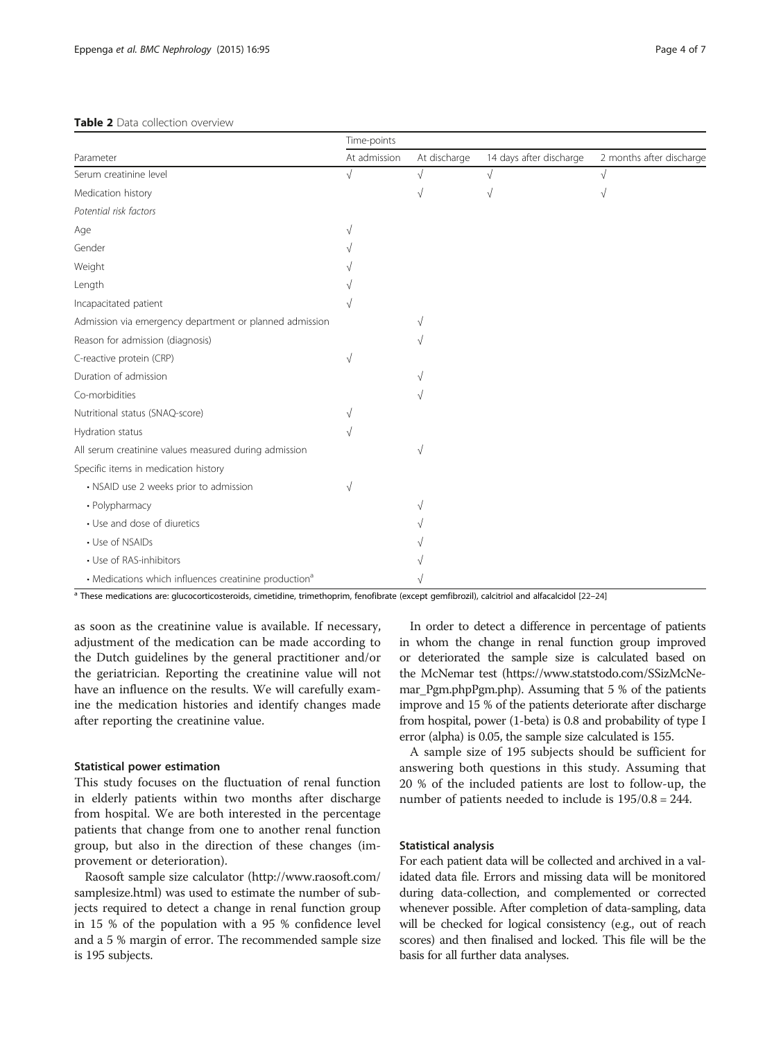**Table 2** Data collection overview

| Parameter | Time-points | | | |
|---|---|---|---|---|
| | At admission | At discharge | 14 days after discharge | 2 months after discharge |
| Serum creatinine level | √ | √ | √ | √ |
| Medication history | | √ | √ | √ |
| *Potential risk factors* | | | | |
| Age | √ | | | |
| Gender | √ | | | |
| Weight | √ | | | |
| Length | √ | | | |
| Incapacitated patient | √ | | | |
| Admission via emergency department or planned admission | | √ | | |
| Reason for admission (diagnosis) | | √ | | |
| C-reactive protein (CRP) | √ | | | |
| Duration of admission | | √ | | |
| Co-morbidities | | √ | | |
| Nutritional status (SNAQ-score) | √ | | | |
| Hydration status | √ | | | |
| All serum creatinine values measured during admission | | √ | | |
| Specific items in medication history | | | | |
| • NSAID use 2 weeks prior to admission | √ | | | |
| • Polypharmacy | | √ | | |
| • Use and dose of diuretics | | √ | | |
| • Use of NSAIDs | | √ | | |
| • Use of RAS-inhibitors | | √ | | |
| • Medications which influences creatinine production[a] | | √ | | |

[a] These medications are: glucocorticosteroids, cimetidine, trimethoprim, fenofibrate (except gemfibrozil), calcitriol and alfacalcidol [22–24]

as soon as the creatinine value is available. If necessary, adjustment of the medication can be made according to the Dutch guidelines by the general practitioner and/or the geriatrician. Reporting the creatinine value will not have an influence on the results. We will carefully examine the medication histories and identify changes made after reporting the creatinine value.

### Statistical power estimation

This study focuses on the fluctuation of renal function in elderly patients within two months after discharge from hospital. We are both interested in the percentage patients that change from one to another renal function group, but also in the direction of these changes (improvement or deterioration).

Raosoft sample size calculator (http://www.raosoft.com/samplesize.html) was used to estimate the number of subjects required to detect a change in renal function group in 15 % of the population with a 95 % confidence level and a 5 % margin of error. The recommended sample size is 195 subjects.

In order to detect a difference in percentage of patients in whom the change in renal function group improved or deteriorated the sample size is calculated based on the McNemar test (https://www.statstodo.com/SSizMcNemar_Pgm.phpPgm.php). Assuming that 5 % of the patients improve and 15 % of the patients deteriorate after discharge from hospital, power (1-beta) is 0.8 and probability of type I error (alpha) is 0.05, the sample size calculated is 155.

A sample size of 195 subjects should be sufficient for answering both questions in this study. Assuming that 20 % of the included patients are lost to follow-up, the number of patients needed to include is $195/0.8 = 244$.

### Statistical analysis

For each patient data will be collected and archived in a validated data file. Errors and missing data will be monitored during data-collection, and complemented or corrected whenever possible. After completion of data-sampling, data will be checked for logical consistency (e.g., out of reach scores) and then finalised and locked. This file will be the basis for all further data analyses.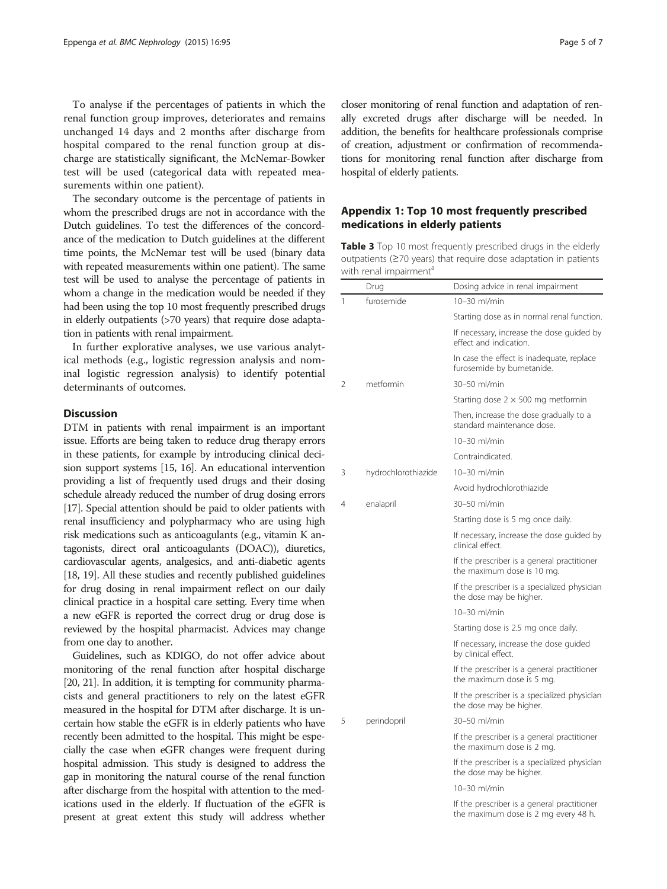To analyse if the percentages of patients in which the renal function group improves, deteriorates and remains unchanged 14 days and 2 months after discharge from hospital compared to the renal function group at discharge are statistically significant, the McNemar-Bowker test will be used (categorical data with repeated measurements within one patient).

The secondary outcome is the percentage of patients in whom the prescribed drugs are not in accordance with the Dutch guidelines. To test the differences of the concordance of the medication to Dutch guidelines at the different time points, the McNemar test will be used (binary data with repeated measurements within one patient). The same test will be used to analyse the percentage of patients in whom a change in the medication would be needed if they had been using the top 10 most frequently prescribed drugs in elderly outpatients (>70 years) that require dose adaptation in patients with renal impairment.

In further explorative analyses, we use various analytical methods (e.g., logistic regression analysis and nominal logistic regression analysis) to identify potential determinants of outcomes.

## Discussion

DTM in patients with renal impairment is an important issue. Efforts are being taken to reduce drug therapy errors in these patients, for example by introducing clinical decision support systems [15, 16]. An educational intervention providing a list of frequently used drugs and their dosing schedule already reduced the number of drug dosing errors [17]. Special attention should be paid to older patients with renal insufficiency and polypharmacy who are using high risk medications such as anticoagulants (e.g., vitamin K antagonists, direct oral anticoagulants (DOAC)), diuretics, cardiovascular agents, analgesics, and anti-diabetic agents [18, 19]. All these studies and recently published guidelines for drug dosing in renal impairment reflect on our daily clinical practice in a hospital care setting. Every time when a new eGFR is reported the correct drug or drug dose is reviewed by the hospital pharmacist. Advices may change from one day to another.

Guidelines, such as KDIGO, do not offer advice about monitoring of the renal function after hospital discharge [20, 21]. In addition, it is tempting for community pharmacists and general practitioners to rely on the latest eGFR measured in the hospital for DTM after discharge. It is uncertain how stable the eGFR is in elderly patients who have recently been admitted to the hospital. This might be especially the case when eGFR changes were frequent during hospital admission. This study is designed to address the gap in monitoring the natural course of the renal function after discharge from the hospital with attention to the medications used in the elderly. If fluctuation of the eGFR is present at great extent this study will address whether closer monitoring of renal function and adaptation of renally excreted drugs after discharge will be needed. In addition, the benefits for healthcare professionals comprise of creation, adjustment or confirmation of recommendations for monitoring renal function after discharge from hospital of elderly patients.

## Appendix 1: Top 10 most frequently prescribed medications in elderly patients

**Table 3** Top 10 most frequently prescribed drugs in the elderly outpatients (≥70 years) that require dose adaptation in patients with renal impairment[a]

| | Drug | Dosing advice in renal impairment |
|---|---|---|
| 1 | furosemide | 10–30 ml/min |
| | | Starting dose as in normal renal function. |
| | | If necessary, increase the dose guided by effect and indication. |
| | | In case the effect is inadequate, replace furosemide by bumetanide. |
| 2 | metformin | 30–50 ml/min |
| | | Starting dose 2 × 500 mg metformin |
| | | Then, increase the dose gradually to a standard maintenance dose. |
| | | 10–30 ml/min |
| | | Contraindicated. |
| 3 | hydrochlorothiazide | 10–30 ml/min |
| | | Avoid hydrochlorothiazide |
| 4 | enalapril | 30–50 ml/min |
| | | Starting dose is 5 mg once daily. |
| | | If necessary, increase the dose guided by clinical effect. |
| | | If the prescriber is a general practitioner the maximum dose is 10 mg. |
| | | If the prescriber is a specialized physician the dose may be higher. |
| | | 10–30 ml/min |
| | | Starting dose is 2.5 mg once daily. |
| | | If necessary, increase the dose guided by clinical effect. |
| | | If the prescriber is a general practitioner the maximum dose is 5 mg. |
| | | If the prescriber is a specialized physician the dose may be higher. |
| 5 | perindopril | 30–50 ml/min |
| | | If the prescriber is a general practitioner the maximum dose is 2 mg. |
| | | If the prescriber is a specialized physician the dose may be higher. |
| | | 10–30 ml/min |
| | | If the prescriber is a general practitioner the maximum dose is 2 mg every 48 h. |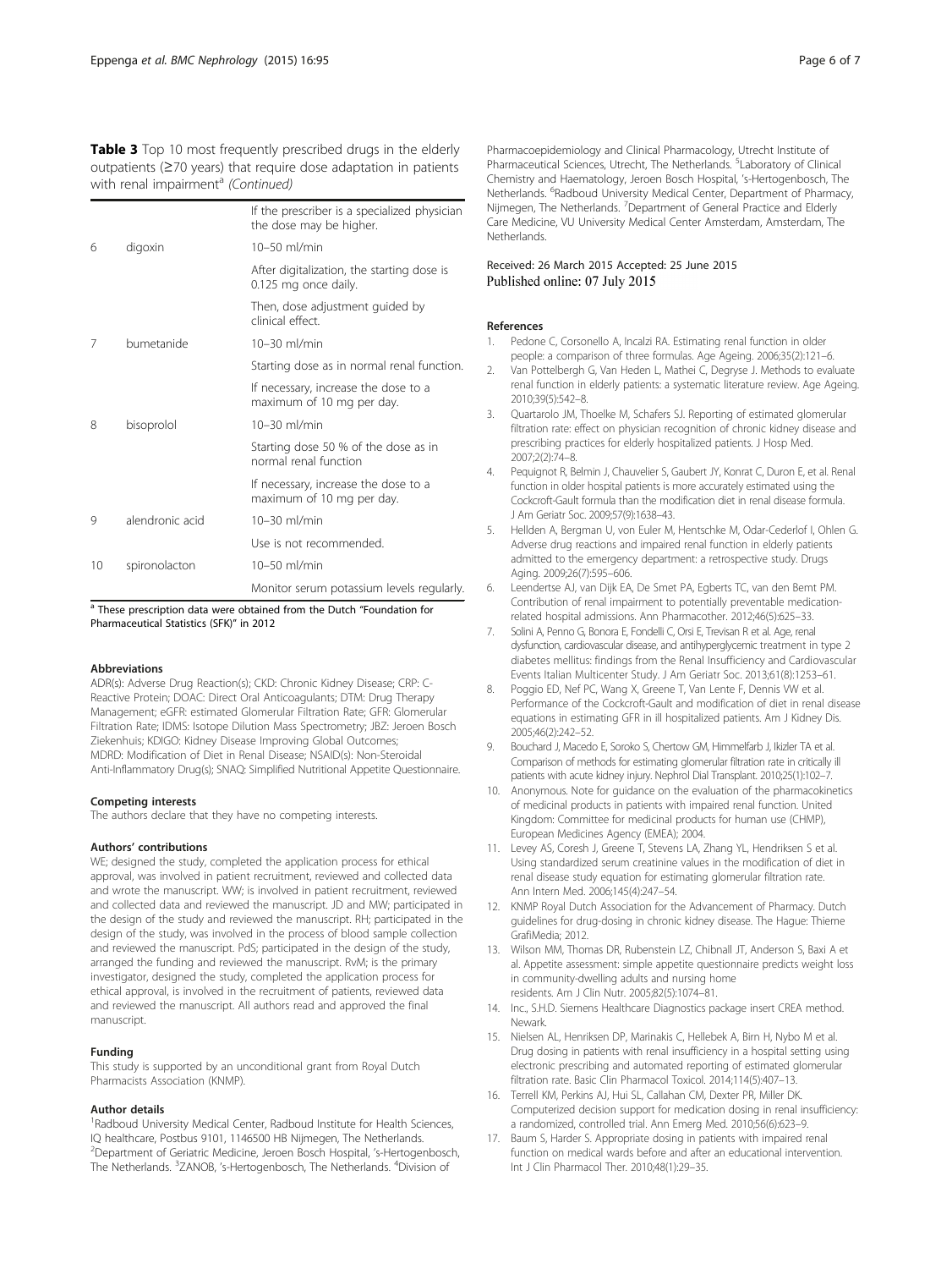**Table 3** Top 10 most frequently prescribed drugs in the elderly outpatients (≥70 years) that require dose adaptation in patients with renal impairment[a] *(Continued)*

| | | |
|---|---|---|
| | | If the prescriber is a specialized physician the dose may be higher. |
| 6 | digoxin | 10–50 ml/min |
| | | After digitalization, the starting dose is 0.125 mg once daily. |
| | | Then, dose adjustment guided by clinical effect. |
| 7 | bumetanide | 10–30 ml/min |
| | | Starting dose as in normal renal function. |
| | | If necessary, increase the dose to a maximum of 10 mg per day. |
| 8 | bisoprolol | 10–30 ml/min |
| | | Starting dose 50 % of the dose as in normal renal function |
| | | If necessary, increase the dose to a maximum of 10 mg per day. |
| 9 | alendronic acid | 10–30 ml/min |
| | | Use is not recommended. |
| 10 | spironolacton | 10–50 ml/min |
| | | Monitor serum potassium levels regularly. |

[a] These prescription data were obtained from the Dutch "Foundation for Pharmaceutical Statistics (SFK)" in 2012

#### Abbreviations

ADR(s): Adverse Drug Reaction(s); CKD: Chronic Kidney Disease; CRP: C-Reactive Protein; DOAC: Direct Oral Anticoagulants; DTM: Drug Therapy Management; eGFR: estimated Glomerular Filtration Rate; GFR: Glomerular Filtration Rate; IDMS: Isotope Dilution Mass Spectrometry; JBZ: Jeroen Bosch Ziekenhuis; KDIGO: Kidney Disease Improving Global Outcomes; MDRD: Modification of Diet in Renal Disease; NSAID(s): Non-Steroidal Anti-Inflammatory Drug(s); SNAQ: Simplified Nutritional Appetite Questionnaire.

#### Competing interests

The authors declare that they have no competing interests.

#### Authors' contributions

WE; designed the study, completed the application process for ethical approval, was involved in patient recruitment, reviewed and collected data and wrote the manuscript. WW; is involved in patient recruitment, reviewed and collected data and reviewed the manuscript. JD and MW; participated in the design of the study and reviewed the manuscript. RH; participated in the design of the study, was involved in the process of blood sample collection and reviewed the manuscript. PdS; participated in the design of the study, arranged the funding and reviewed the manuscript. RvM; is the primary investigator, designed the study, completed the application process for ethical approval, is involved in the recruitment of patients, reviewed data and reviewed the manuscript. All authors read and approved the final manuscript.

#### Funding

This study is supported by an unconditional grant from Royal Dutch Pharmacists Association (KNMP).

#### Author details

[1]Radboud University Medical Center, Radboud Institute for Health Sciences, IQ healthcare, Postbus 9101, 1146500 HB Nijmegen, The Netherlands. [2]Department of Geriatric Medicine, Jeroen Bosch Hospital, 's-Hertogenbosch, The Netherlands. [3]ZANOB, 's-Hertogenbosch, The Netherlands. [4]Division of Pharmacoepidemiology and Clinical Pharmacology, Utrecht Institute of Pharmaceutical Sciences, Utrecht, The Netherlands. [5]Laboratory of Clinical Chemistry and Haematology, Jeroen Bosch Hospital, 's-Hertogenbosch, The Netherlands. [6]Radboud University Medical Center, Department of Pharmacy, Nijmegen, The Netherlands. [7]Department of General Practice and Elderly Care Medicine, VU University Medical Center Amsterdam, Amsterdam, The Netherlands.

Received: 26 March 2015 Accepted: 25 June 2015
Published online: 07 July 2015

#### References

1. Pedone C, Corsonello A, Incalzi RA. Estimating renal function in older people: a comparison of three formulas. Age Ageing. 2006;35(2):121–6.
2. Van Pottelbergh G, Van Heden L, Mathei C, Degryse J. Methods to evaluate renal function in elderly patients: a systematic literature review. Age Ageing. 2010;39(5):542–8.
3. Quartarolo JM, Thoelke M, Schafers SJ. Reporting of estimated glomerular filtration rate: effect on physician recognition of chronic kidney disease and prescribing practices for elderly hospitalized patients. J Hosp Med. 2007;2(2):74–8.
4. Pequignot R, Belmin J, Chauvelier S, Gaubert JY, Konrat C, Duron E, et al. Renal function in older hospital patients is more accurately estimated using the Cockcroft-Gault formula than the modification diet in renal disease formula. J Am Geriatr Soc. 2009;57(9):1638–43.
5. Hellden A, Bergman U, von Euler M, Hentschke M, Odar-Cederlof I, Ohlen G. Adverse drug reactions and impaired renal function in elderly patients admitted to the emergency department: a retrospective study. Drugs Aging. 2009;26(7):595–606.
6. Leendertse AJ, van Dijk EA, De Smet PA, Egberts TC, van den Bemt PM. Contribution of renal impairment to potentially preventable medication-related hospital admissions. Ann Pharmacother. 2012;46(5):625–33.
7. Solini A, Penno G, Bonora E, Fondelli C, Orsi E, Trevisan R et al. Age, renal dysfunction, cardiovascular disease, and antihyperglycemic treatment in type 2 diabetes mellitus: findings from the Renal Insufficiency and Cardiovascular Events Italian Multicenter Study. J Am Geriatr Soc. 2013;61(8):1253–61.
8. Poggio ED, Nef PC, Wang X, Greene T, Van Lente F, Dennis VW et al. Performance of the Cockcroft-Gault and modification of diet in renal disease equations in estimating GFR in ill hospitalized patients. Am J Kidney Dis. 2005;46(2):242–52.
9. Bouchard J, Macedo E, Soroko S, Chertow GM, Himmelfarb J, Ikizler TA et al. Comparison of methods for estimating glomerular filtration rate in critically ill patients with acute kidney injury. Nephrol Dial Transplant. 2010;25(1):102–7.
10. Anonymous. Note for guidance on the evaluation of the pharmacokinetics of medicinal products in patients with impaired renal function. United Kingdom: Committee for medicinal products for human use (CHMP), European Medicines Agency (EMEA); 2004.
11. Levey AS, Coresh J, Greene T, Stevens LA, Zhang YL, Hendriksen S et al. Using standardized serum creatinine values in the modification of diet in renal disease study equation for estimating glomerular filtration rate. Ann Intern Med. 2006;145(4):247–54.
12. KNMP Royal Dutch Association for the Advancement of Pharmacy. Dutch guidelines for drug-dosing in chronic kidney disease. The Hague: Thieme GrafiMedia; 2012.
13. Wilson MM, Thomas DR, Rubenstein LZ, Chibnall JT, Anderson S, Baxi A et al. Appetite assessment: simple appetite questionnaire predicts weight loss in community-dwelling adults and nursing home residents. Am J Clin Nutr. 2005;82(5):1074–81.
14. Inc., S.H.D. Siemens Healthcare Diagnostics package insert CREA method. Newark.
15. Nielsen AL, Henriksen DP, Marinakis C, Hellebek A, Birn H, Nybo M et al. Drug dosing in patients with renal insufficiency in a hospital setting using electronic prescribing and automated reporting of estimated glomerular filtration rate. Basic Clin Pharmacol Toxicol. 2014;114(5):407–13.
16. Terrell KM, Perkins AJ, Hui SL, Callahan CM, Dexter PR, Miller DK. Computerized decision support for medication dosing in renal insufficiency: a randomized, controlled trial. Ann Emerg Med. 2010;56(6):623–9.
17. Baum S, Harder S. Appropriate dosing in patients with impaired renal function on medical wards before and after an educational intervention. Int J Clin Pharmacol Ther. 2010;48(1):29–35.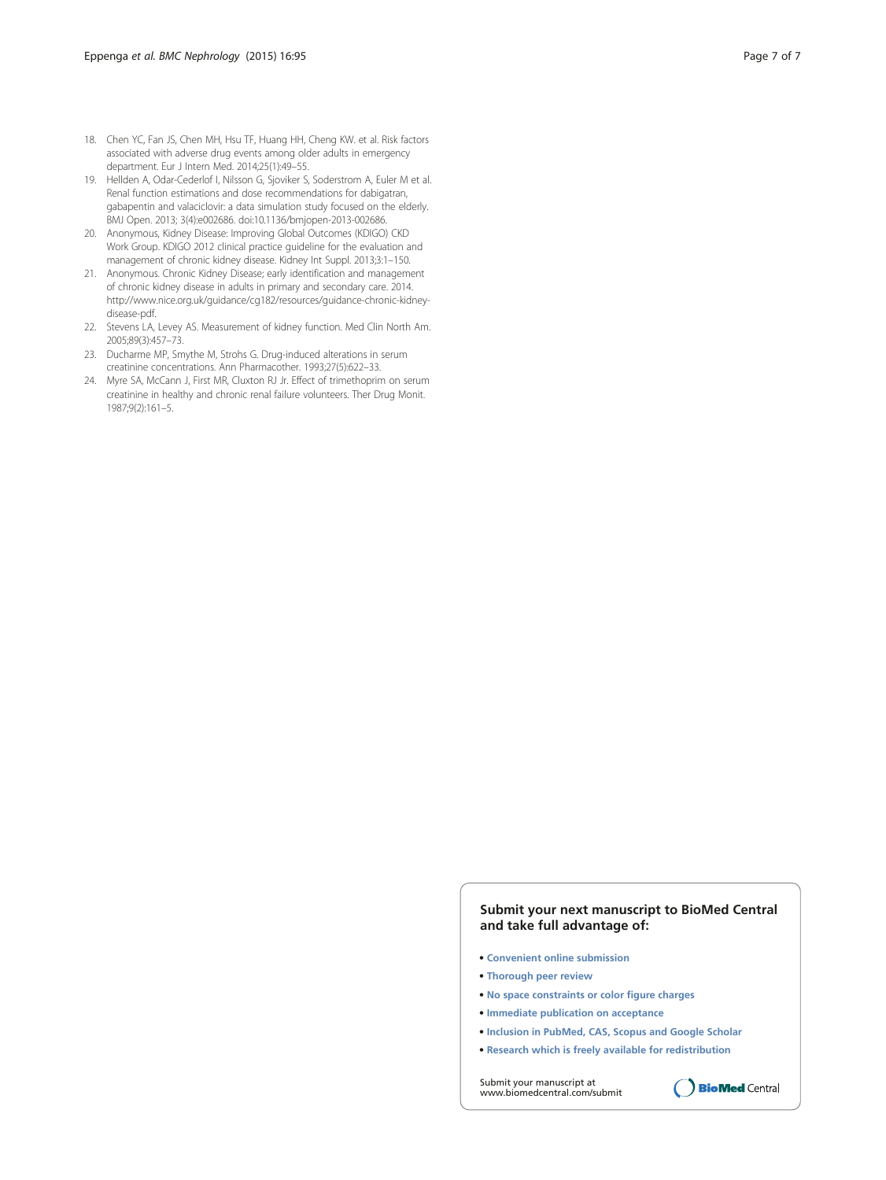18. Chen YC, Fan JS, Chen MH, Hsu TF, Huang HH, Cheng KW. et al. Risk factors associated with adverse drug events among older adults in emergency department. Eur J Intern Med. 2014;25(1):49–55.
19. Hellden A, Odar-Cederlof I, Nilsson G, Sjoviker S, Soderstrom A, Euler M et al. Renal function estimations and dose recommendations for dabigatran, gabapentin and valaciclovir: a data simulation study focused on the elderly. BMJ Open. 2013; 3(4):e002686. doi:10.1136/bmjopen-2013-002686.
20. Anonymous, Kidney Disease: Improving Global Outcomes (KDIGO) CKD Work Group. KDIGO 2012 clinical practice guideline for the evaluation and management of chronic kidney disease. Kidney Int Suppl. 2013;3:1–150.
21. Anonymous. Chronic Kidney Disease; early identification and management of chronic kidney disease in adults in primary and secondary care. 2014. http://www.nice.org.uk/guidance/cg182/resources/guidance-chronic-kidney-disease-pdf.
22. Stevens LA, Levey AS. Measurement of kidney function. Med Clin North Am. 2005;89(3):457–73.
23. Ducharme MP, Smythe M, Strohs G. Drug-induced alterations in serum creatinine concentrations. Ann Pharmacother. 1993;27(5):622–33.
24. Myre SA, McCann J, First MR, Cluxton RJ Jr. Effect of trimethoprim on serum creatinine in healthy and chronic renal failure volunteers. Ther Drug Monit. 1987;9(2):161–5.

**Submit your next manuscript to BioMed Central and take full advantage of:**

- **Convenient online submission**
- **Thorough peer review**
- **No space constraints or color figure charges**
- **Immediate publication on acceptance**
- **Inclusion in PubMed, CAS, Scopus and Google Scholar**
- **Research which is freely available for redistribution**

Submit your manuscript at www.biomedcentral.com/submit

BioMed Central